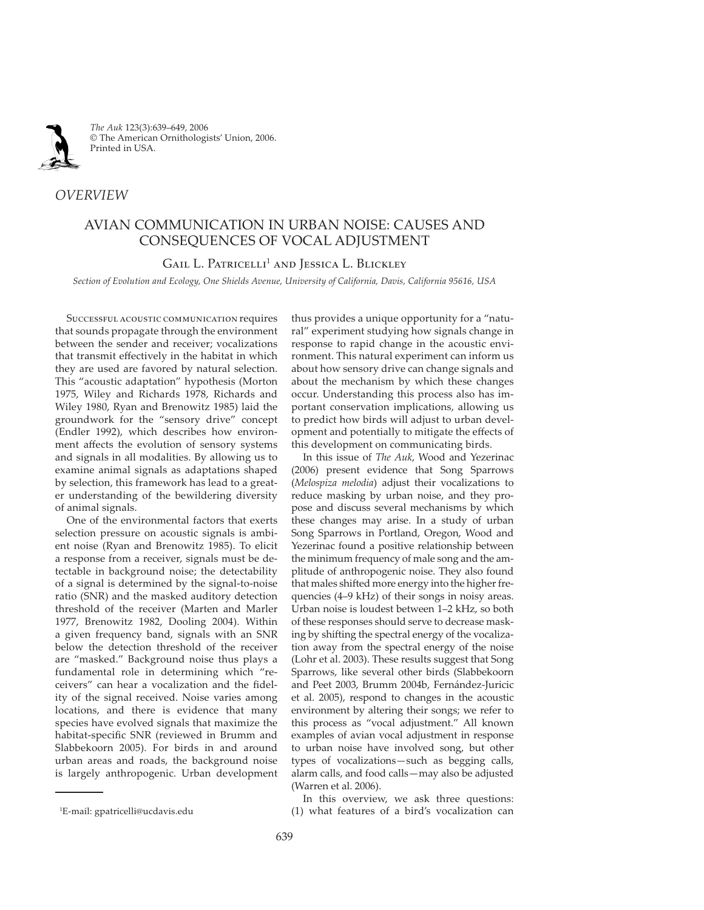*The Auk* 123(3):639–649, 2006
© The American Ornithologists' Union, 2006.
Printed in USA.

*OVERVIEW*

# AVIAN COMMUNICATION IN URBAN NOISE: CAUSES AND CONSEQUENCES OF VOCAL ADJUSTMENT

Gail L. Patricelli[1] and Jessica L. Blickley

*Section of Evolution and Ecology, One Shields Avenue, University of California, Davis, California 95616, USA*

Successful acoustic communication requires that sounds propagate through the environment between the sender and receiver; vocalizations that transmit effectively in the habitat in which they are used are favored by natural selection. This "acoustic adaptation" hypothesis (Morton 1975, Wiley and Richards 1978, Richards and Wiley 1980, Ryan and Brenowitz 1985) laid the groundwork for the "sensory drive" concept (Endler 1992), which describes how environment affects the evolution of sensory systems and signals in all modalities. By allowing us to examine animal signals as adaptations shaped by selection, this framework has lead to a greater understanding of the bewildering diversity of animal signals.

One of the environmental factors that exerts selection pressure on acoustic signals is ambient noise (Ryan and Brenowitz 1985). To elicit a response from a receiver, signals must be detectable in background noise; the detectability of a signal is determined by the signal-to-noise ratio (SNR) and the masked auditory detection threshold of the receiver (Marten and Marler 1977, Brenowitz 1982, Dooling 2004). Within a given frequency band, signals with an SNR below the detection threshold of the receiver are "masked." Background noise thus plays a fundamental role in determining which "receivers" can hear a vocalization and the fidelity of the signal received. Noise varies among locations, and there is evidence that many species have evolved signals that maximize the habitat-specific SNR (reviewed in Brumm and Slabbekoorn 2005). For birds in and around urban areas and roads, the background noise is largely anthropogenic. Urban development thus provides a unique opportunity for a "natural" experiment studying how signals change in response to rapid change in the acoustic environment. This natural experiment can inform us about how sensory drive can change signals and about the mechanism by which these changes occur. Understanding this process also has important conservation implications, allowing us to predict how birds will adjust to urban development and potentially to mitigate the effects of this development on communicating birds.

In this issue of *The Auk*, Wood and Yezerinac (2006) present evidence that Song Sparrows (*Melospiza melodia*) adjust their vocalizations to reduce masking by urban noise, and they propose and discuss several mechanisms by which these changes may arise. In a study of urban Song Sparrows in Portland, Oregon, Wood and Yezerinac found a positive relationship between the minimum frequency of male song and the amplitude of anthropogenic noise. They also found that males shifted more energy into the higher frequencies (4–9 kHz) of their songs in noisy areas. Urban noise is loudest between 1–2 kHz, so both of these responses should serve to decrease masking by shifting the spectral energy of the vocalization away from the spectral energy of the noise (Lohr et al. 2003). These results suggest that Song Sparrows, like several other birds (Slabbekoorn and Peet 2003, Brumm 2004b, Fernández-Juricic et al. 2005), respond to changes in the acoustic environment by altering their songs; we refer to this process as "vocal adjustment." All known examples of avian vocal adjustment in response to urban noise have involved song, but other types of vocalizations—such as begging calls, alarm calls, and food calls—may also be adjusted (Warren et al. 2006).

In this overview, we ask three questions: (1) what features of a bird's vocalization can

[1]E-mail: gpatricelli@ucdavis.edu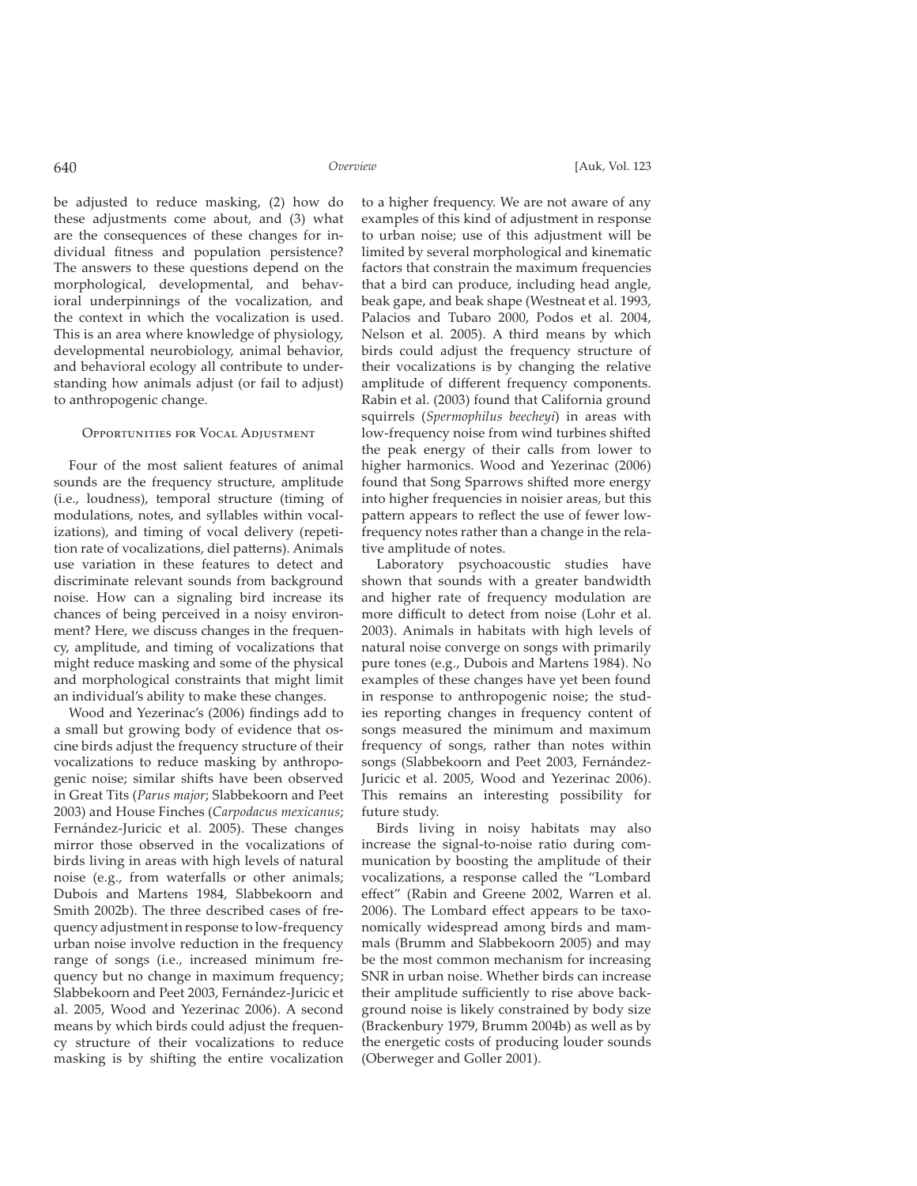be adjusted to reduce masking, (2) how do these adjustments come about, and (3) what are the consequences of these changes for individual fitness and population persistence? The answers to these questions depend on the morphological, developmental, and behavioral underpinnings of the vocalization, and the context in which the vocalization is used. This is an area where knowledge of physiology, developmental neurobiology, animal behavior, and behavioral ecology all contribute to understanding how animals adjust (or fail to adjust) to anthropogenic change.

## Opportunities for Vocal Adjustment

Four of the most salient features of animal sounds are the frequency structure, amplitude (i.e., loudness), temporal structure (timing of modulations, notes, and syllables within vocalizations), and timing of vocal delivery (repetition rate of vocalizations, diel patterns). Animals use variation in these features to detect and discriminate relevant sounds from background noise. How can a signaling bird increase its chances of being perceived in a noisy environment? Here, we discuss changes in the frequency, amplitude, and timing of vocalizations that might reduce masking and some of the physical and morphological constraints that might limit an individual's ability to make these changes.

Wood and Yezerinac's (2006) findings add to a small but growing body of evidence that oscine birds adjust the frequency structure of their vocalizations to reduce masking by anthropogenic noise; similar shifts have been observed in Great Tits (*Parus major*; Slabbekoorn and Peet 2003) and House Finches (*Carpodacus mexicanus*; Fernández-Juricic et al. 2005). These changes mirror those observed in the vocalizations of birds living in areas with high levels of natural noise (e.g., from waterfalls or other animals; Dubois and Martens 1984, Slabbekoorn and Smith 2002b). The three described cases of frequency adjustment in response to low-frequency urban noise involve reduction in the frequency range of songs (i.e., increased minimum frequency but no change in maximum frequency; Slabbekoorn and Peet 2003, Fernández-Juricic et al. 2005, Wood and Yezerinac 2006). A second means by which birds could adjust the frequency structure of their vocalizations to reduce masking is by shifting the entire vocalization to a higher frequency. We are not aware of any examples of this kind of adjustment in response to urban noise; use of this adjustment will be limited by several morphological and kinematic factors that constrain the maximum frequencies that a bird can produce, including head angle, beak gape, and beak shape (Westneat et al. 1993, Palacios and Tubaro 2000, Podos et al. 2004, Nelson et al. 2005). A third means by which birds could adjust the frequency structure of their vocalizations is by changing the relative amplitude of different frequency components. Rabin et al. (2003) found that California ground squirrels (*Spermophilus beecheyi*) in areas with low-frequency noise from wind turbines shifted the peak energy of their calls from lower to higher harmonics. Wood and Yezerinac (2006) found that Song Sparrows shifted more energy into higher frequencies in noisier areas, but this pattern appears to reflect the use of fewer low-frequency notes rather than a change in the relative amplitude of notes.

Laboratory psychoacoustic studies have shown that sounds with a greater bandwidth and higher rate of frequency modulation are more difficult to detect from noise (Lohr et al. 2003). Animals in habitats with high levels of natural noise converge on songs with primarily pure tones (e.g., Dubois and Martens 1984). No examples of these changes have yet been found in response to anthropogenic noise; the studies reporting changes in frequency content of songs measured the minimum and maximum frequency of songs, rather than notes within songs (Slabbekoorn and Peet 2003, Fernández-Juricic et al. 2005, Wood and Yezerinac 2006). This remains an interesting possibility for future study.

Birds living in noisy habitats may also increase the signal-to-noise ratio during communication by boosting the amplitude of their vocalizations, a response called the "Lombard effect" (Rabin and Greene 2002, Warren et al. 2006). The Lombard effect appears to be taxonomically widespread among birds and mammals (Brumm and Slabbekoorn 2005) and may be the most common mechanism for increasing SNR in urban noise. Whether birds can increase their amplitude sufficiently to rise above background noise is likely constrained by body size (Brackenbury 1979, Brumm 2004b) as well as by the energetic costs of producing louder sounds (Oberweger and Goller 2001).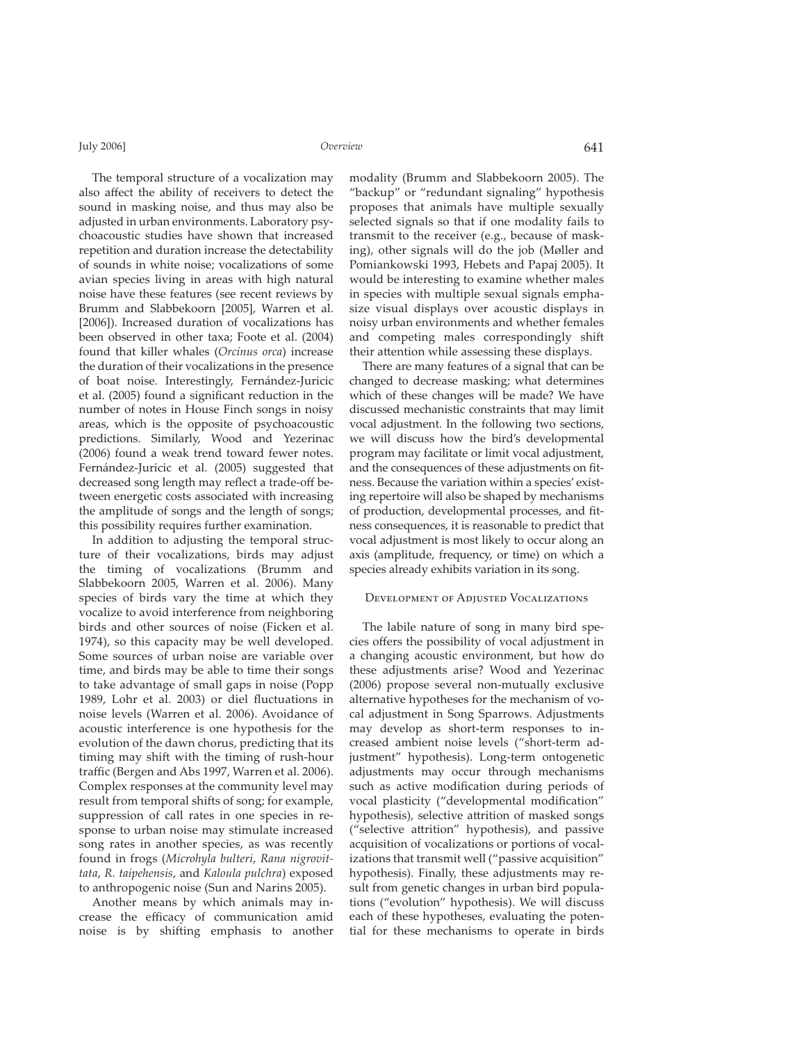The temporal structure of a vocalization may also affect the ability of receivers to detect the sound in masking noise, and thus may also be adjusted in urban environments. Laboratory psychoacoustic studies have shown that increased repetition and duration increase the detectability of sounds in white noise; vocalizations of some avian species living in areas with high natural noise have these features (see recent reviews by Brumm and Slabbekoorn [2005], Warren et al. [2006]). Increased duration of vocalizations has been observed in other taxa; Foote et al. (2004) found that killer whales (*Orcinus orca*) increase the duration of their vocalizations in the presence of boat noise. Interestingly, Fernández-Juricic et al. (2005) found a significant reduction in the number of notes in House Finch songs in noisy areas, which is the opposite of psychoacoustic predictions. Similarly, Wood and Yezerinac (2006) found a weak trend toward fewer notes. Fernández-Juricic et al. (2005) suggested that decreased song length may reflect a trade-off between energetic costs associated with increasing the amplitude of songs and the length of songs; this possibility requires further examination.

In addition to adjusting the temporal structure of their vocalizations, birds may adjust the timing of vocalizations (Brumm and Slabbekoorn 2005, Warren et al. 2006). Many species of birds vary the time at which they vocalize to avoid interference from neighboring birds and other sources of noise (Ficken et al. 1974), so this capacity may be well developed. Some sources of urban noise are variable over time, and birds may be able to time their songs to take advantage of small gaps in noise (Popp 1989, Lohr et al. 2003) or diel fluctuations in noise levels (Warren et al. 2006). Avoidance of acoustic interference is one hypothesis for the evolution of the dawn chorus, predicting that its timing may shift with the timing of rush-hour traffic (Bergen and Abs 1997, Warren et al. 2006). Complex responses at the community level may result from temporal shifts of song; for example, suppression of call rates in one species in response to urban noise may stimulate increased song rates in another species, as was recently found in frogs (*Microhyla bulteri*, *Rana nigrovittata*, *R. taipehensis*, and *Kaloula pulchra*) exposed to anthropogenic noise (Sun and Narins 2005).

Another means by which animals may increase the efficacy of communication amid noise is by shifting emphasis to another modality (Brumm and Slabbekoorn 2005). The "backup" or "redundant signaling" hypothesis proposes that animals have multiple sexually selected signals so that if one modality fails to transmit to the receiver (e.g., because of masking), other signals will do the job (Møller and Pomiankowski 1993, Hebets and Papaj 2005). It would be interesting to examine whether males in species with multiple sexual signals emphasize visual displays over acoustic displays in noisy urban environments and whether females and competing males correspondingly shift their attention while assessing these displays.

There are many features of a signal that can be changed to decrease masking; what determines which of these changes will be made? We have discussed mechanistic constraints that may limit vocal adjustment. In the following two sections, we will discuss how the bird's developmental program may facilitate or limit vocal adjustment, and the consequences of these adjustments on fitness. Because the variation within a species' existing repertoire will also be shaped by mechanisms of production, developmental processes, and fitness consequences, it is reasonable to predict that vocal adjustment is most likely to occur along an axis (amplitude, frequency, or time) on which a species already exhibits variation in its song.

## Development of Adjusted Vocalizations

The labile nature of song in many bird species offers the possibility of vocal adjustment in a changing acoustic environment, but how do these adjustments arise? Wood and Yezerinac (2006) propose several non-mutually exclusive alternative hypotheses for the mechanism of vocal adjustment in Song Sparrows. Adjustments may develop as short-term responses to increased ambient noise levels ("short-term adjustment" hypothesis). Long-term ontogenetic adjustments may occur through mechanisms such as active modification during periods of vocal plasticity ("developmental modification" hypothesis), selective attrition of masked songs ("selective attrition" hypothesis), and passive acquisition of vocalizations or portions of vocalizations that transmit well ("passive acquisition" hypothesis). Finally, these adjustments may result from genetic changes in urban bird populations ("evolution" hypothesis). We will discuss each of these hypotheses, evaluating the potential for these mechanisms to operate in birds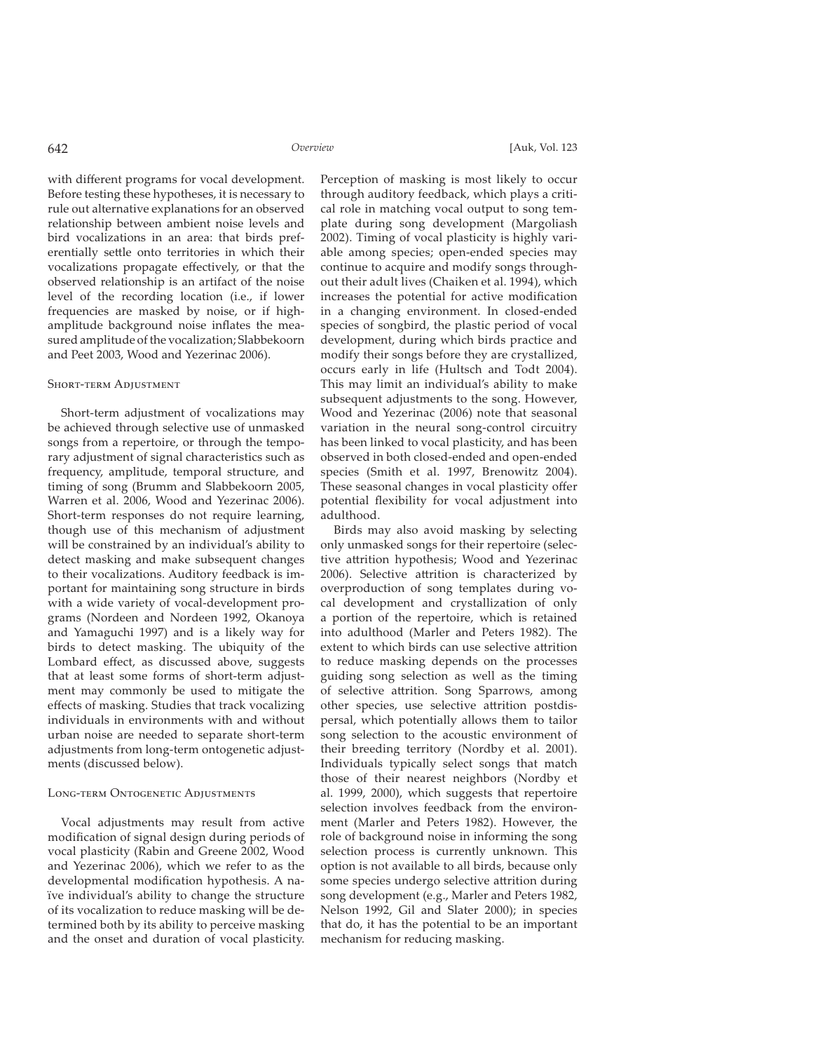with different programs for vocal development. Before testing these hypotheses, it is necessary to rule out alternative explanations for an observed relationship between ambient noise levels and bird vocalizations in an area: that birds preferentially settle onto territories in which their vocalizations propagate effectively, or that the observed relationship is an artifact of the noise level of the recording location (i.e., if lower frequencies are masked by noise, or if high-amplitude background noise inflates the measured amplitude of the vocalization; Slabbekoorn and Peet 2003, Wood and Yezerinac 2006).

## Short-term Adjustment

Short-term adjustment of vocalizations may be achieved through selective use of unmasked songs from a repertoire, or through the temporary adjustment of signal characteristics such as frequency, amplitude, temporal structure, and timing of song (Brumm and Slabbekoorn 2005, Warren et al. 2006, Wood and Yezerinac 2006). Short-term responses do not require learning, though use of this mechanism of adjustment will be constrained by an individual's ability to detect masking and make subsequent changes to their vocalizations. Auditory feedback is important for maintaining song structure in birds with a wide variety of vocal-development programs (Nordeen and Nordeen 1992, Okanoya and Yamaguchi 1997) and is a likely way for birds to detect masking. The ubiquity of the Lombard effect, as discussed above, suggests that at least some forms of short-term adjustment may commonly be used to mitigate the effects of masking. Studies that track vocalizing individuals in environments with and without urban noise are needed to separate short-term adjustments from long-term ontogenetic adjustments (discussed below).

## Long-term Ontogenetic Adjustments

Vocal adjustments may result from active modification of signal design during periods of vocal plasticity (Rabin and Greene 2002, Wood and Yezerinac 2006), which we refer to as the developmental modification hypothesis. A naïve individual's ability to change the structure of its vocalization to reduce masking will be determined both by its ability to perceive masking and the onset and duration of vocal plasticity. Perception of masking is most likely to occur through auditory feedback, which plays a critical role in matching vocal output to song template during song development (Margoliash 2002). Timing of vocal plasticity is highly variable among species; open-ended species may continue to acquire and modify songs throughout their adult lives (Chaiken et al. 1994), which increases the potential for active modification in a changing environment. In closed-ended species of songbird, the plastic period of vocal development, during which birds practice and modify their songs before they are crystallized, occurs early in life (Hultsch and Todt 2004). This may limit an individual's ability to make subsequent adjustments to the song. However, Wood and Yezerinac (2006) note that seasonal variation in the neural song-control circuitry has been linked to vocal plasticity, and has been observed in both closed-ended and open-ended species (Smith et al. 1997, Brenowitz 2004). These seasonal changes in vocal plasticity offer potential flexibility for vocal adjustment into adulthood.

Birds may also avoid masking by selecting only unmasked songs for their repertoire (selective attrition hypothesis; Wood and Yezerinac 2006). Selective attrition is characterized by overproduction of song templates during vocal development and crystallization of only a portion of the repertoire, which is retained into adulthood (Marler and Peters 1982). The extent to which birds can use selective attrition to reduce masking depends on the processes guiding song selection as well as the timing of selective attrition. Song Sparrows, among other species, use selective attrition postdispersal, which potentially allows them to tailor song selection to the acoustic environment of their breeding territory (Nordby et al. 2001). Individuals typically select songs that match those of their nearest neighbors (Nordby et al. 1999, 2000), which suggests that repertoire selection involves feedback from the environment (Marler and Peters 1982). However, the role of background noise in informing the song selection process is currently unknown. This option is not available to all birds, because only some species undergo selective attrition during song development (e.g., Marler and Peters 1982, Nelson 1992, Gil and Slater 2000); in species that do, it has the potential to be an important mechanism for reducing masking.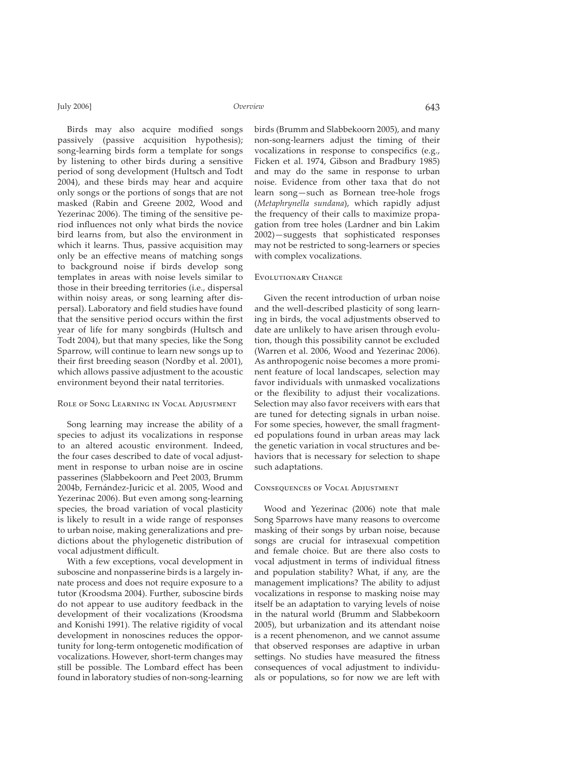Birds may also acquire modified songs passively (passive acquisition hypothesis); song-learning birds form a template for songs by listening to other birds during a sensitive period of song development (Hultsch and Todt 2004), and these birds may hear and acquire only songs or the portions of songs that are not masked (Rabin and Greene 2002, Wood and Yezerinac 2006). The timing of the sensitive period influences not only what birds the novice bird learns from, but also the environment in which it learns. Thus, passive acquisition may only be an effective means of matching songs to background noise if birds develop song templates in areas with noise levels similar to those in their breeding territories (i.e., dispersal within noisy areas, or song learning after dispersal). Laboratory and field studies have found that the sensitive period occurs within the first year of life for many songbirds (Hultsch and Todt 2004), but that many species, like the Song Sparrow, will continue to learn new songs up to their first breeding season (Nordby et al. 2001), which allows passive adjustment to the acoustic environment beyond their natal territories.

### Role of Song Learning in Vocal Adjustment

Song learning may increase the ability of a species to adjust its vocalizations in response to an altered acoustic environment. Indeed, the four cases described to date of vocal adjustment in response to urban noise are in oscine passerines (Slabbekoorn and Peet 2003, Brumm 2004b, Fernández-Juricic et al. 2005, Wood and Yezerinac 2006). But even among song-learning species, the broad variation of vocal plasticity is likely to result in a wide range of responses to urban noise, making generalizations and predictions about the phylogenetic distribution of vocal adjustment difficult.

With a few exceptions, vocal development in suboscine and nonpasserine birds is a largely innate process and does not require exposure to a tutor (Kroodsma 2004). Further, suboscine birds do not appear to use auditory feedback in the development of their vocalizations (Kroodsma and Konishi 1991). The relative rigidity of vocal development in nonoscines reduces the opportunity for long-term ontogenetic modification of vocalizations. However, short-term changes may still be possible. The Lombard effect has been found in laboratory studies of non-song-learning birds (Brumm and Slabbekoorn 2005), and many non-song-learners adjust the timing of their vocalizations in response to conspecifics (e.g., Ficken et al. 1974, Gibson and Bradbury 1985) and may do the same in response to urban noise. Evidence from other taxa that do not learn song—such as Bornean tree-hole frogs (*Metaphrynella sundana*), which rapidly adjust the frequency of their calls to maximize propagation from tree holes (Lardner and bin Lakim 2002)—suggests that sophisticated responses may not be restricted to song-learners or species with complex vocalizations.

### Evolutionary Change

Given the recent introduction of urban noise and the well-described plasticity of song learning in birds, the vocal adjustments observed to date are unlikely to have arisen through evolution, though this possibility cannot be excluded (Warren et al. 2006, Wood and Yezerinac 2006). As anthropogenic noise becomes a more prominent feature of local landscapes, selection may favor individuals with unmasked vocalizations or the flexibility to adjust their vocalizations. Selection may also favor receivers with ears that are tuned for detecting signals in urban noise. For some species, however, the small fragmented populations found in urban areas may lack the genetic variation in vocal structures and behaviors that is necessary for selection to shape such adaptations.

### Consequences of Vocal Adjustment

Wood and Yezerinac (2006) note that male Song Sparrows have many reasons to overcome masking of their songs by urban noise, because songs are crucial for intrasexual competition and female choice. But are there also costs to vocal adjustment in terms of individual fitness and population stability? What, if any, are the management implications? The ability to adjust vocalizations in response to masking noise may itself be an adaptation to varying levels of noise in the natural world (Brumm and Slabbekoorn 2005), but urbanization and its attendant noise is a recent phenomenon, and we cannot assume that observed responses are adaptive in urban settings. No studies have measured the fitness consequences of vocal adjustment to individuals or populations, so for now we are left with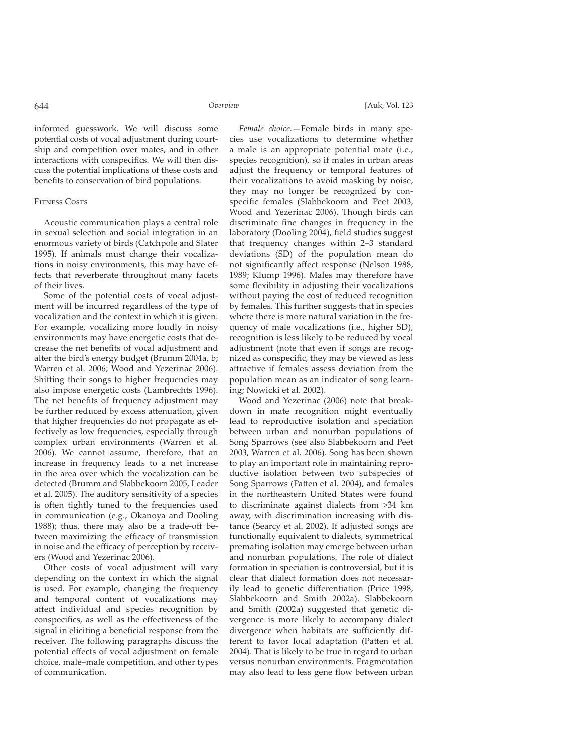informed guesswork. We will discuss some potential costs of vocal adjustment during courtship and competition over mates, and in other interactions with conspecifics. We will then discuss the potential implications of these costs and benefits to conservation of bird populations.

## Fitness Costs

Acoustic communication plays a central role in sexual selection and social integration in an enormous variety of birds (Catchpole and Slater 1995). If animals must change their vocalizations in noisy environments, this may have effects that reverberate throughout many facets of their lives.

Some of the potential costs of vocal adjustment will be incurred regardless of the type of vocalization and the context in which it is given. For example, vocalizing more loudly in noisy environments may have energetic costs that decrease the net benefits of vocal adjustment and alter the bird's energy budget (Brumm 2004a, b; Warren et al. 2006; Wood and Yezerinac 2006). Shifting their songs to higher frequencies may also impose energetic costs (Lambrechts 1996). The net benefits of frequency adjustment may be further reduced by excess attenuation, given that higher frequencies do not propagate as effectively as low frequencies, especially through complex urban environments (Warren et al. 2006). We cannot assume, therefore, that an increase in frequency leads to a net increase in the area over which the vocalization can be detected (Brumm and Slabbekoorn 2005, Leader et al. 2005). The auditory sensitivity of a species is often tightly tuned to the frequencies used in communication (e.g., Okanoya and Dooling 1988); thus, there may also be a trade-off between maximizing the efficacy of transmission in noise and the efficacy of perception by receivers (Wood and Yezerinac 2006).

Other costs of vocal adjustment will vary depending on the context in which the signal is used. For example, changing the frequency and temporal content of vocalizations may affect individual and species recognition by conspecifics, as well as the effectiveness of the signal in eliciting a beneficial response from the receiver. The following paragraphs discuss the potential effects of vocal adjustment on female choice, male–male competition, and other types of communication.

*Female choice.*—Female birds in many species use vocalizations to determine whether a male is an appropriate potential mate (i.e., species recognition), so if males in urban areas adjust the frequency or temporal features of their vocalizations to avoid masking by noise, they may no longer be recognized by conspecific females (Slabbekoorn and Peet 2003, Wood and Yezerinac 2006). Though birds can discriminate fine changes in frequency in the laboratory (Dooling 2004), field studies suggest that frequency changes within 2–3 standard deviations (SD) of the population mean do not significantly affect response (Nelson 1988, 1989; Klump 1996). Males may therefore have some flexibility in adjusting their vocalizations without paying the cost of reduced recognition by females. This further suggests that in species where there is more natural variation in the frequency of male vocalizations (i.e., higher SD), recognition is less likely to be reduced by vocal adjustment (note that even if songs are recognized as conspecific, they may be viewed as less attractive if females assess deviation from the population mean as an indicator of song learning; Nowicki et al. 2002).

Wood and Yezerinac (2006) note that breakdown in mate recognition might eventually lead to reproductive isolation and speciation between urban and nonurban populations of Song Sparrows (see also Slabbekoorn and Peet 2003, Warren et al. 2006). Song has been shown to play an important role in maintaining reproductive isolation between two subspecies of Song Sparrows (Patten et al. 2004), and females in the northeastern United States were found to discriminate against dialects from >34 km away, with discrimination increasing with distance (Searcy et al. 2002). If adjusted songs are functionally equivalent to dialects, symmetrical premating isolation may emerge between urban and nonurban populations. The role of dialect formation in speciation is controversial, but it is clear that dialect formation does not necessarily lead to genetic differentiation (Price 1998, Slabbekoorn and Smith 2002a). Slabbekoorn and Smith (2002a) suggested that genetic divergence is more likely to accompany dialect divergence when habitats are sufficiently different to favor local adaptation (Patten et al. 2004). That is likely to be true in regard to urban versus nonurban environments. Fragmentation may also lead to less gene flow between urban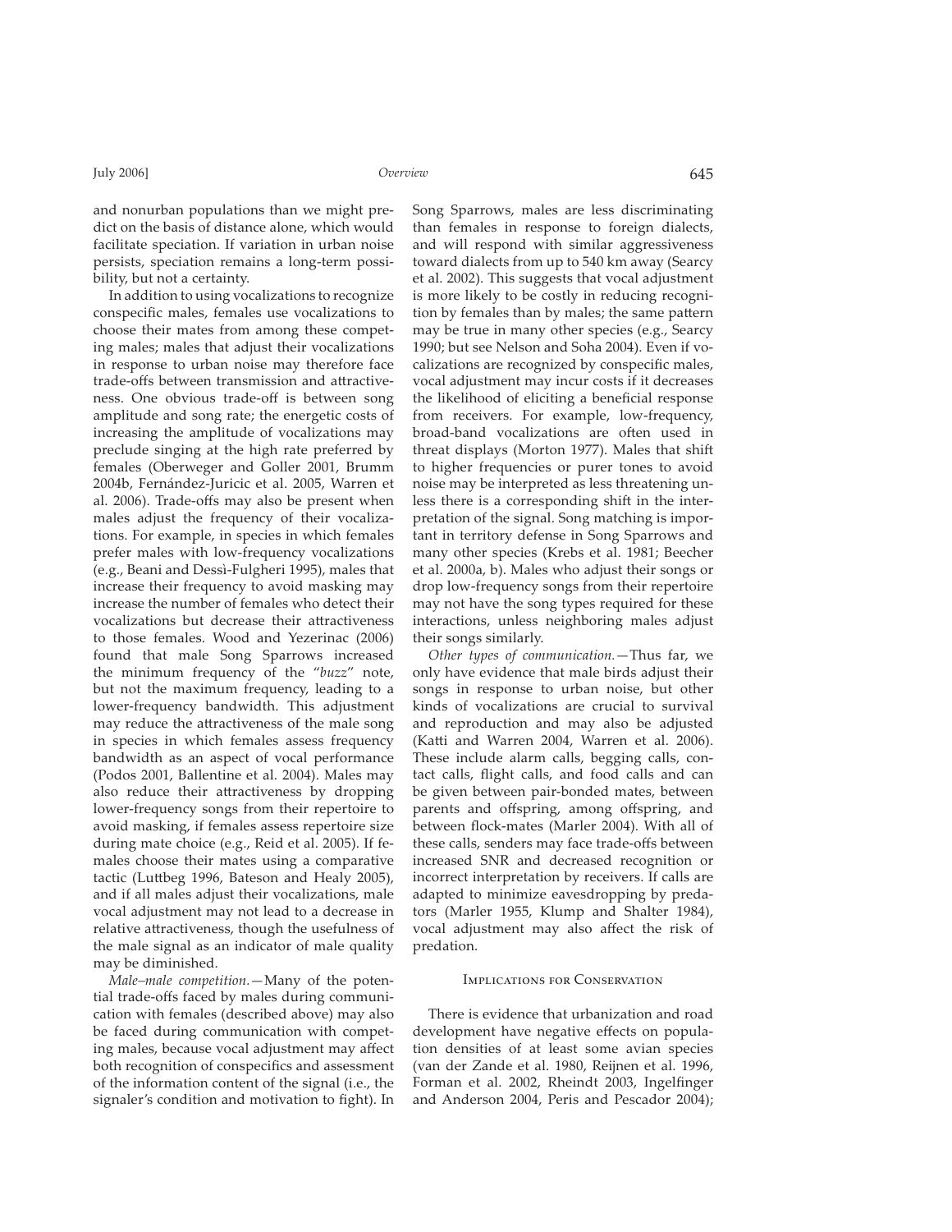and nonurban populations than we might predict on the basis of distance alone, which would facilitate speciation. If variation in urban noise persists, speciation remains a long-term possibility, but not a certainty.

In addition to using vocalizations to recognize conspecific males, females use vocalizations to choose their mates from among these competing males; males that adjust their vocalizations in response to urban noise may therefore face trade-offs between transmission and attractiveness. One obvious trade-off is between song amplitude and song rate; the energetic costs of increasing the amplitude of vocalizations may preclude singing at the high rate preferred by females (Oberweger and Goller 2001, Brumm 2004b, Fernández-Juricic et al. 2005, Warren et al. 2006). Trade-offs may also be present when males adjust the frequency of their vocalizations. For example, in species in which females prefer males with low-frequency vocalizations (e.g., Beani and Dessì-Fulgheri 1995), males that increase their frequency to avoid masking may increase the number of females who detect their vocalizations but decrease their attractiveness to those females. Wood and Yezerinac (2006) found that male Song Sparrows increased the minimum frequency of the "*buzz*" note, but not the maximum frequency, leading to a lower-frequency bandwidth. This adjustment may reduce the attractiveness of the male song in species in which females assess frequency bandwidth as an aspect of vocal performance (Podos 2001, Ballentine et al. 2004). Males may also reduce their attractiveness by dropping lower-frequency songs from their repertoire to avoid masking, if females assess repertoire size during mate choice (e.g., Reid et al. 2005). If females choose their mates using a comparative tactic (Luttbeg 1996, Bateson and Healy 2005), and if all males adjust their vocalizations, male vocal adjustment may not lead to a decrease in relative attractiveness, though the usefulness of the male signal as an indicator of male quality may be diminished.

*Male–male competition.*—Many of the potential trade-offs faced by males during communication with females (described above) may also be faced during communication with competing males, because vocal adjustment may affect both recognition of conspecifics and assessment of the information content of the signal (i.e., the signaler's condition and motivation to fight). In Song Sparrows, males are less discriminating than females in response to foreign dialects, and will respond with similar aggressiveness toward dialects from up to 540 km away (Searcy et al. 2002). This suggests that vocal adjustment is more likely to be costly in reducing recognition by females than by males; the same pattern may be true in many other species (e.g., Searcy 1990; but see Nelson and Soha 2004). Even if vocalizations are recognized by conspecific males, vocal adjustment may incur costs if it decreases the likelihood of eliciting a beneficial response from receivers. For example, low-frequency, broad-band vocalizations are often used in threat displays (Morton 1977). Males that shift to higher frequencies or purer tones to avoid noise may be interpreted as less threatening unless there is a corresponding shift in the interpretation of the signal. Song matching is important in territory defense in Song Sparrows and many other species (Krebs et al. 1981; Beecher et al. 2000a, b). Males who adjust their songs or drop low-frequency songs from their repertoire may not have the song types required for these interactions, unless neighboring males adjust their songs similarly.

*Other types of communication.*—Thus far, we only have evidence that male birds adjust their songs in response to urban noise, but other kinds of vocalizations are crucial to survival and reproduction and may also be adjusted (Katti and Warren 2004, Warren et al. 2006). These include alarm calls, begging calls, contact calls, flight calls, and food calls and can be given between pair-bonded mates, between parents and offspring, among offspring, and between flock-mates (Marler 2004). With all of these calls, senders may face trade-offs between increased SNR and decreased recognition or incorrect interpretation by receivers. If calls are adapted to minimize eavesdropping by predators (Marler 1955, Klump and Shalter 1984), vocal adjustment may also affect the risk of predation.

## Implications for Conservation

There is evidence that urbanization and road development have negative effects on population densities of at least some avian species (van der Zande et al. 1980, Reijnen et al. 1996, Forman et al. 2002, Rheindt 2003, Ingelfinger and Anderson 2004, Peris and Pescador 2004);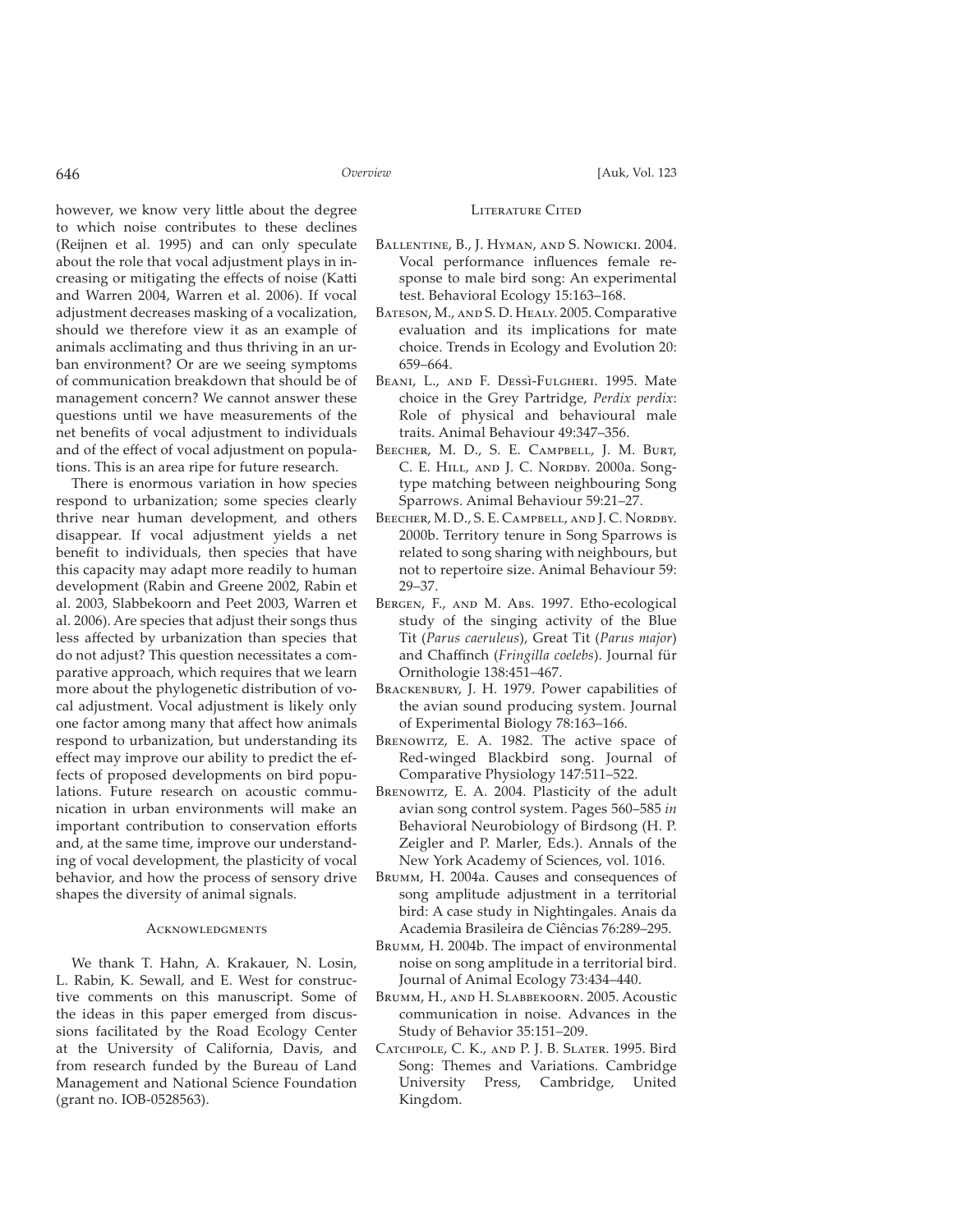however, we know very little about the degree to which noise contributes to these declines (Reijnen et al. 1995) and can only speculate about the role that vocal adjustment plays in increasing or mitigating the effects of noise (Katti and Warren 2004, Warren et al. 2006). If vocal adjustment decreases masking of a vocalization, should we therefore view it as an example of animals acclimating and thus thriving in an urban environment? Or are we seeing symptoms of communication breakdown that should be of management concern? We cannot answer these questions until we have measurements of the net benefits of vocal adjustment to individuals and of the effect of vocal adjustment on populations. This is an area ripe for future research.

There is enormous variation in how species respond to urbanization; some species clearly thrive near human development, and others disappear. If vocal adjustment yields a net benefit to individuals, then species that have this capacity may adapt more readily to human development (Rabin and Greene 2002, Rabin et al. 2003, Slabbekoorn and Peet 2003, Warren et al. 2006). Are species that adjust their songs thus less affected by urbanization than species that do not adjust? This question necessitates a comparative approach, which requires that we learn more about the phylogenetic distribution of vocal adjustment. Vocal adjustment is likely only one factor among many that affect how animals respond to urbanization, but understanding its effect may improve our ability to predict the effects of proposed developments on bird populations. Future research on acoustic communication in urban environments will make an important contribution to conservation efforts and, at the same time, improve our understanding of vocal development, the plasticity of vocal behavior, and how the process of sensory drive shapes the diversity of animal signals.

## Acknowledgments

We thank T. Hahn, A. Krakauer, N. Losin, L. Rabin, K. Sewall, and E. West for constructive comments on this manuscript. Some of the ideas in this paper emerged from discussions facilitated by the Road Ecology Center at the University of California, Davis, and from research funded by the Bureau of Land Management and National Science Foundation (grant no. IOB-0528563).

## Literature Cited

Ballentine, B., J. Hyman, and S. Nowicki. 2004. Vocal performance influences female response to male bird song: An experimental test. Behavioral Ecology 15:163–168.

Bateson, M., and S. D. Healy. 2005. Comparative evaluation and its implications for mate choice. Trends in Ecology and Evolution 20: 659–664.

Beani, L., and F. Dessì-Fulgheri. 1995. Mate choice in the Grey Partridge, *Perdix perdix*: Role of physical and behavioural male traits. Animal Behaviour 49:347–356.

Beecher, M. D., S. E. Campbell, J. M. Burt, C. E. Hill, and J. C. Nordby. 2000a. Song-type matching between neighbouring Song Sparrows. Animal Behaviour 59:21–27.

Beecher, M. D., S. E. Campbell, and J. C. Nordby. 2000b. Territory tenure in Song Sparrows is related to song sharing with neighbours, but not to repertoire size. Animal Behaviour 59: 29–37.

Bergen, F., and M. Abs. 1997. Etho-ecological study of the singing activity of the Blue Tit (*Parus caeruleus*), Great Tit (*Parus major*) and Chaffinch (*Fringilla coelebs*). Journal für Ornithologie 138:451–467.

Brackenbury, J. H. 1979. Power capabilities of the avian sound producing system. Journal of Experimental Biology 78:163–166.

Brenowitz, E. A. 1982. The active space of Red-winged Blackbird song. Journal of Comparative Physiology 147:511–522.

Brenowitz, E. A. 2004. Plasticity of the adult avian song control system. Pages 560–585 *in* Behavioral Neurobiology of Birdsong (H. P. Zeigler and P. Marler, Eds.). Annals of the New York Academy of Sciences, vol. 1016.

Brumm, H. 2004a. Causes and consequences of song amplitude adjustment in a territorial bird: A case study in Nightingales. Anais da Academia Brasileira de Ciências 76:289–295.

Brumm, H. 2004b. The impact of environmental noise on song amplitude in a territorial bird. Journal of Animal Ecology 73:434–440.

Brumm, H., and H. Slabbekoorn. 2005. Acoustic communication in noise. Advances in the Study of Behavior 35:151–209.

Catchpole, C. K., and P. J. B. Slater. 1995. Bird Song: Themes and Variations. Cambridge University Press, Cambridge, United Kingdom.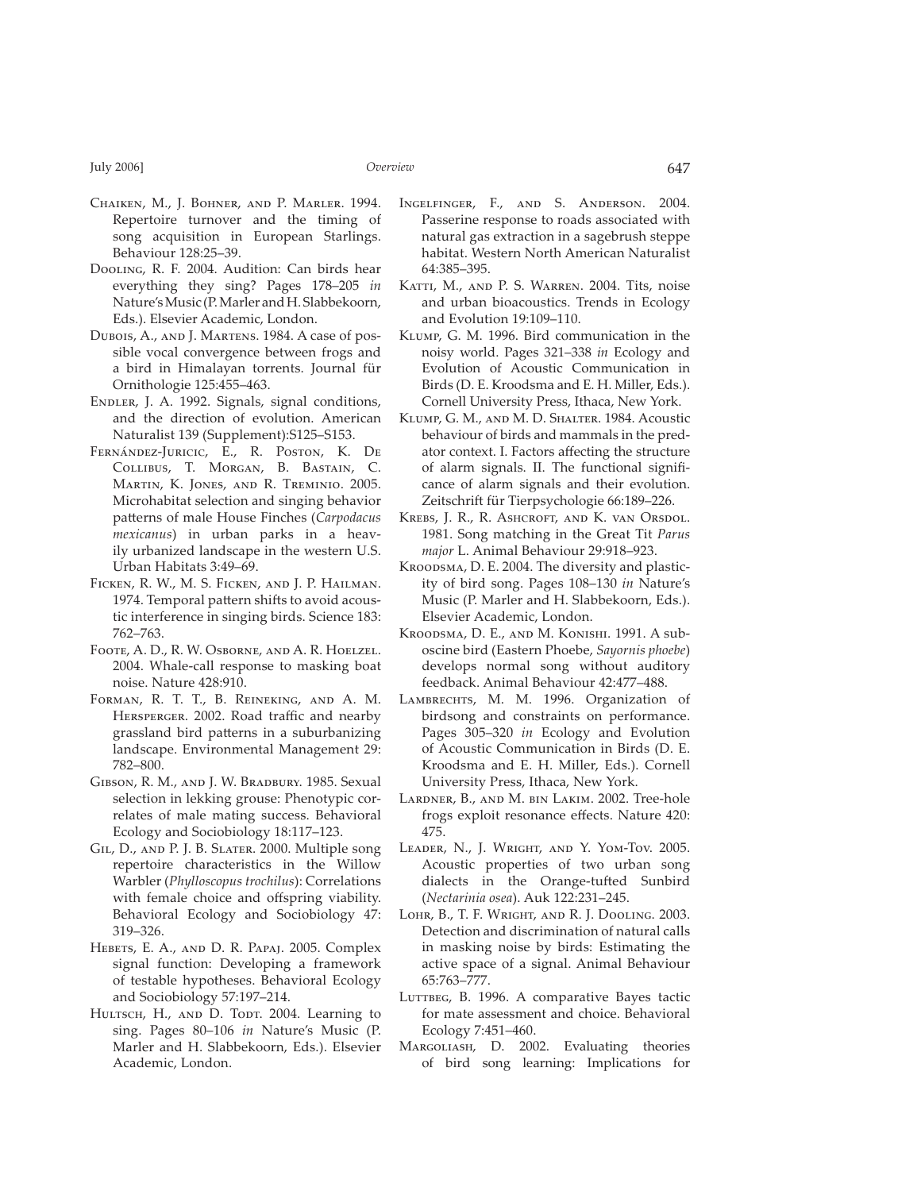Chaiken, M., J. Bohner, and P. Marler. 1994. Repertoire turnover and the timing of song acquisition in European Starlings. Behaviour 128:25–39.

Dooling, R. F. 2004. Audition: Can birds hear everything they sing? Pages 178–205 *in* Nature's Music (P. Marler and H. Slabbekoorn, Eds.). Elsevier Academic, London.

Dubois, A., and J. Martens. 1984. A case of possible vocal convergence between frogs and a bird in Himalayan torrents. Journal für Ornithologie 125:455–463.

Endler, J. A. 1992. Signals, signal conditions, and the direction of evolution. American Naturalist 139 (Supplement):S125–S153.

Fernández-Juricic, E., R. Poston, K. De Collibus, T. Morgan, B. Bastain, C. Martin, K. Jones, and R. Treminio. 2005. Microhabitat selection and singing behavior patterns of male House Finches (*Carpodacus mexicanus*) in urban parks in a heavily urbanized landscape in the western U.S. Urban Habitats 3:49–69.

Ficken, R. W., M. S. Ficken, and J. P. Hailman. 1974. Temporal pattern shifts to avoid acoustic interference in singing birds. Science 183: 762–763.

Foote, A. D., R. W. Osborne, and A. R. Hoelzel. 2004. Whale-call response to masking boat noise. Nature 428:910.

Forman, R. T. T., B. Reineking, and A. M. Hersperger. 2002. Road traffic and nearby grassland bird patterns in a suburbanizing landscape. Environmental Management 29: 782–800.

Gibson, R. M., and J. W. Bradbury. 1985. Sexual selection in lekking grouse: Phenotypic correlates of male mating success. Behavioral Ecology and Sociobiology 18:117–123.

Gil, D., and P. J. B. Slater. 2000. Multiple song repertoire characteristics in the Willow Warbler (*Phylloscopus trochilus*): Correlations with female choice and offspring viability. Behavioral Ecology and Sociobiology 47: 319–326.

Hebets, E. A., and D. R. Papaj. 2005. Complex signal function: Developing a framework of testable hypotheses. Behavioral Ecology and Sociobiology 57:197–214.

Hultsch, H., and D. Todt. 2004. Learning to sing. Pages 80–106 *in* Nature's Music (P. Marler and H. Slabbekoorn, Eds.). Elsevier Academic, London.

Ingelfinger, F., and S. Anderson. 2004. Passerine response to roads associated with natural gas extraction in a sagebrush steppe habitat. Western North American Naturalist 64:385–395.

Katti, M., and P. S. Warren. 2004. Tits, noise and urban bioacoustics. Trends in Ecology and Evolution 19:109–110.

Klump, G. M. 1996. Bird communication in the noisy world. Pages 321–338 *in* Ecology and Evolution of Acoustic Communication in Birds (D. E. Kroodsma and E. H. Miller, Eds.). Cornell University Press, Ithaca, New York.

Klump, G. M., and M. D. Shalter. 1984. Acoustic behaviour of birds and mammals in the predator context. I. Factors affecting the structure of alarm signals. II. The functional significance of alarm signals and their evolution. Zeitschrift für Tierpsychologie 66:189–226.

Krebs, J. R., R. Ashcroft, and K. van Orsdol. 1981. Song matching in the Great Tit *Parus major* L. Animal Behaviour 29:918–923.

Kroodsma, D. E. 2004. The diversity and plasticity of bird song. Pages 108–130 *in* Nature's Music (P. Marler and H. Slabbekoorn, Eds.). Elsevier Academic, London.

Kroodsma, D. E., and M. Konishi. 1991. A suboscine bird (Eastern Phoebe, *Sayornis phoebe*) develops normal song without auditory feedback. Animal Behaviour 42:477–488.

Lambrechts, M. M. 1996. Organization of birdsong and constraints on performance. Pages 305–320 *in* Ecology and Evolution of Acoustic Communication in Birds (D. E. Kroodsma and E. H. Miller, Eds.). Cornell University Press, Ithaca, New York.

Lardner, B., and M. bin Lakim. 2002. Tree-hole frogs exploit resonance effects. Nature 420: 475.

Leader, N., J. Wright, and Y. Yom-Tov. 2005. Acoustic properties of two urban song dialects in the Orange-tufted Sunbird (*Nectarinia osea*). Auk 122:231–245.

Lohr, B., T. F. Wright, and R. J. Dooling. 2003. Detection and discrimination of natural calls in masking noise by birds: Estimating the active space of a signal. Animal Behaviour 65:763–777.

Luttbeg, B. 1996. A comparative Bayes tactic for mate assessment and choice. Behavioral Ecology 7:451–460.

Margoliash, D. 2002. Evaluating theories of bird song learning: Implications for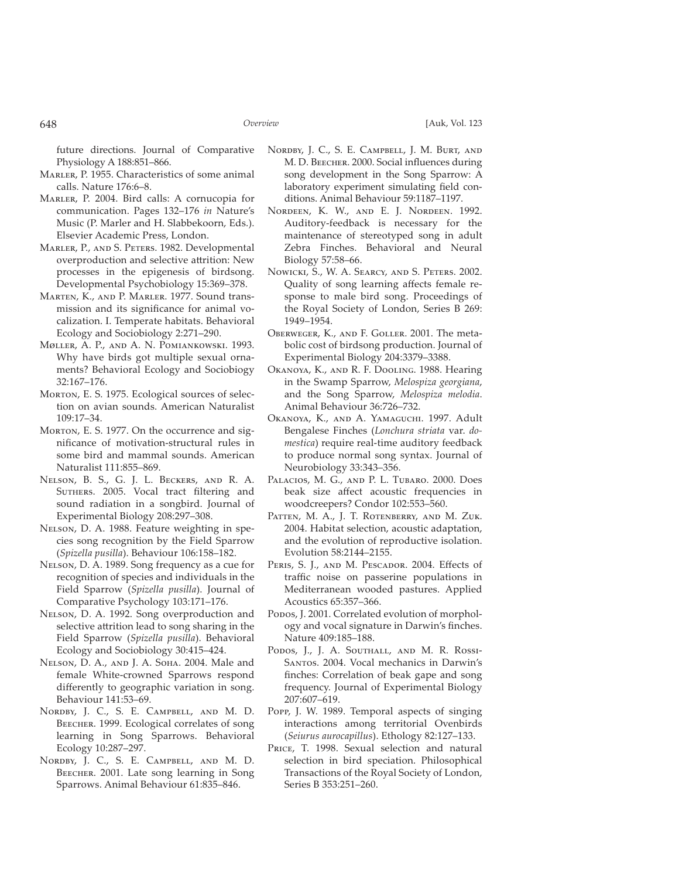future directions. Journal of Comparative Physiology A 188:851–866.

Marler, P. 1955. Characteristics of some animal calls. Nature 176:6–8.

Marler, P. 2004. Bird calls: A cornucopia for communication. Pages 132–176 *in* Nature's Music (P. Marler and H. Slabbekoorn, Eds.). Elsevier Academic Press, London.

Marler, P., and S. Peters. 1982. Developmental overproduction and selective attrition: New processes in the epigenesis of birdsong. Developmental Psychobiology 15:369–378.

Marten, K., and P. Marler. 1977. Sound transmission and its significance for animal vocalization. I. Temperate habitats. Behavioral Ecology and Sociobiology 2:271–290.

Møller, A. P., and A. N. Pomiankowski. 1993. Why have birds got multiple sexual ornaments? Behavioral Ecology and Sociobiogy 32:167–176.

Morton, E. S. 1975. Ecological sources of selection on avian sounds. American Naturalist 109:17–34.

Morton, E. S. 1977. On the occurrence and significance of motivation-structural rules in some bird and mammal sounds. American Naturalist 111:855–869.

Nelson, B. S., G. J. L. Beckers, and R. A. Suthers. 2005. Vocal tract filtering and sound radiation in a songbird. Journal of Experimental Biology 208:297–308.

Nelson, D. A. 1988. Feature weighting in species song recognition by the Field Sparrow (*Spizella pusilla*). Behaviour 106:158–182.

Nelson, D. A. 1989. Song frequency as a cue for recognition of species and individuals in the Field Sparrow (*Spizella pusilla*). Journal of Comparative Psychology 103:171–176.

Nelson, D. A. 1992. Song overproduction and selective attrition lead to song sharing in the Field Sparrow (*Spizella pusilla*). Behavioral Ecology and Sociobiology 30:415–424.

Nelson, D. A., and J. A. Soha. 2004. Male and female White-crowned Sparrows respond differently to geographic variation in song. Behaviour 141:53–69.

Nordby, J. C., S. E. Campbell, and M. D. Beecher. 1999. Ecological correlates of song learning in Song Sparrows. Behavioral Ecology 10:287–297.

Nordby, J. C., S. E. Campbell, and M. D. Beecher. 2001. Late song learning in Song Sparrows. Animal Behaviour 61:835–846.

Nordby, J. C., S. E. Campbell, J. M. Burt, and M. D. Beecher. 2000. Social influences during song development in the Song Sparrow: A laboratory experiment simulating field conditions. Animal Behaviour 59:1187–1197.

Nordeen, K. W., and E. J. Nordeen. 1992. Auditory-feedback is necessary for the maintenance of stereotyped song in adult Zebra Finches. Behavioral and Neural Biology 57:58–66.

Nowicki, S., W. A. Searcy, and S. Peters. 2002. Quality of song learning affects female response to male bird song. Proceedings of the Royal Society of London, Series B 269: 1949–1954.

Oberweger, K., and F. Goller. 2001. The metabolic cost of birdsong production. Journal of Experimental Biology 204:3379–3388.

Okanoya, K., and R. F. Dooling. 1988. Hearing in the Swamp Sparrow, *Melospiza georgiana*, and the Song Sparrow, *Melospiza melodia*. Animal Behaviour 36:726–732.

Okanoya, K., and A. Yamaguchi. 1997. Adult Bengalese Finches (*Lonchura striata* var. *domestica*) require real-time auditory feedback to produce normal song syntax. Journal of Neurobiology 33:343–356.

Palacios, M. G., and P. L. Tubaro. 2000. Does beak size affect acoustic frequencies in woodcreepers? Condor 102:553–560.

Patten, M. A., J. T. Rotenberry, and M. Zuk. 2004. Habitat selection, acoustic adaptation, and the evolution of reproductive isolation. Evolution 58:2144–2155.

Peris, S. J., and M. Pescador. 2004. Effects of traffic noise on passerine populations in Mediterranean wooded pastures. Applied Acoustics 65:357–366.

Podos, J. 2001. Correlated evolution of morphology and vocal signature in Darwin's finches. Nature 409:185–188.

Podos, J., J. A. Southall, and M. R. Rossi-Santos. 2004. Vocal mechanics in Darwin's finches: Correlation of beak gape and song frequency. Journal of Experimental Biology 207:607–619.

Popp, J. W. 1989. Temporal aspects of singing interactions among territorial Ovenbirds (*Seiurus aurocapillus*). Ethology 82:127–133.

Price, T. 1998. Sexual selection and natural selection in bird speciation. Philosophical Transactions of the Royal Society of London, Series B 353:251–260.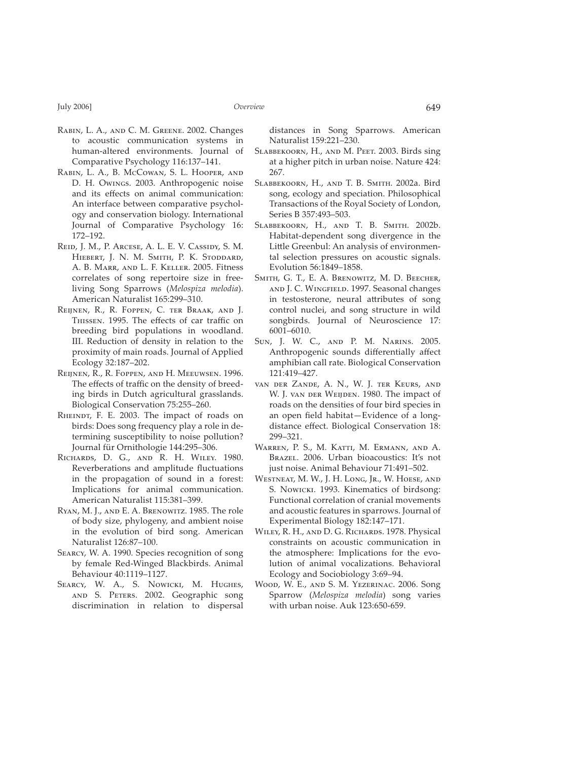Rabin, L. A., and C. M. Greene. 2002. Changes to acoustic communication systems in human-altered environments. Journal of Comparative Psychology 116:137–141.

Rabin, L. A., B. McCowan, S. L. Hooper, and D. H. Owings. 2003. Anthropogenic noise and its effects on animal communication: An interface between comparative psychology and conservation biology. International Journal of Comparative Psychology 16: 172–192.

Reid, J. M., P. Arcese, A. L. E. V. Cassidy, S. M. Hiebert, J. N. M. Smith, P. K. Stoddard, A. B. Marr, and L. F. Keller. 2005. Fitness correlates of song repertoire size in free-living Song Sparrows (*Melospiza melodia*). American Naturalist 165:299–310.

Reijnen, R., R. Foppen, C. ter Braak, and J. Thissen. 1995. The effects of car traffic on breeding bird populations in woodland. III. Reduction of density in relation to the proximity of main roads. Journal of Applied Ecology 32:187–202.

Reijnen, R., R. Foppen, and H. Meeuwsen. 1996. The effects of traffic on the density of breeding birds in Dutch agricultural grasslands. Biological Conservation 75:255–260.

Rheindt, F. E. 2003. The impact of roads on birds: Does song frequency play a role in determining susceptibility to noise pollution? Journal für Ornithologie 144:295–306.

Richards, D. G., and R. H. Wiley. 1980. Reverberations and amplitude fluctuations in the propagation of sound in a forest: Implications for animal communication. American Naturalist 115:381–399.

Ryan, M. J., and E. A. Brenowitz. 1985. The role of body size, phylogeny, and ambient noise in the evolution of bird song. American Naturalist 126:87–100.

Searcy, W. A. 1990. Species recognition of song by female Red-Winged Blackbirds. Animal Behaviour 40:1119–1127.

Searcy, W. A., S. Nowicki, M. Hughes, and S. Peters. 2002. Geographic song discrimination in relation to dispersal distances in Song Sparrows. American Naturalist 159:221–230.

Slabbekoorn, H., and M. Peet. 2003. Birds sing at a higher pitch in urban noise. Nature 424: 267.

Slabbekoorn, H., and T. B. Smith. 2002a. Bird song, ecology and speciation. Philosophical Transactions of the Royal Society of London, Series B 357:493–503.

Slabbekoorn, H., and T. B. Smith. 2002b. Habitat-dependent song divergence in the Little Greenbul: An analysis of environmental selection pressures on acoustic signals. Evolution 56:1849–1858.

Smith, G. T., E. A. Brenowitz, M. D. Beecher, and J. C. Wingfield. 1997. Seasonal changes in testosterone, neural attributes of song control nuclei, and song structure in wild songbirds. Journal of Neuroscience 17: 6001–6010.

Sun, J. W. C., and P. M. Narins. 2005. Anthropogenic sounds differentially affect amphibian call rate. Biological Conservation 121:419–427.

van der Zande, A. N., W. J. ter Keurs, and W. J. van der Weijden. 1980. The impact of roads on the densities of four bird species in an open field habitat—Evidence of a long-distance effect. Biological Conservation 18: 299–321.

Warren, P. S., M. Katti, M. Ermann, and A. Brazel. 2006. Urban bioacoustics: It's not just noise. Animal Behaviour 71:491–502.

Westneat, M. W., J. H. Long, Jr., W. Hoese, and S. Nowicki. 1993. Kinematics of birdsong: Functional correlation of cranial movements and acoustic features in sparrows. Journal of Experimental Biology 182:147–171.

Wiley, R. H., and D. G. Richards. 1978. Physical constraints on acoustic communication in the atmosphere: Implications for the evolution of animal vocalizations. Behavioral Ecology and Sociobiology 3:69–94.

Wood, W. E., and S. M. Yezerinac. 2006. Song Sparrow (*Melospiza melodia*) song varies with urban noise. Auk 123:650-659.